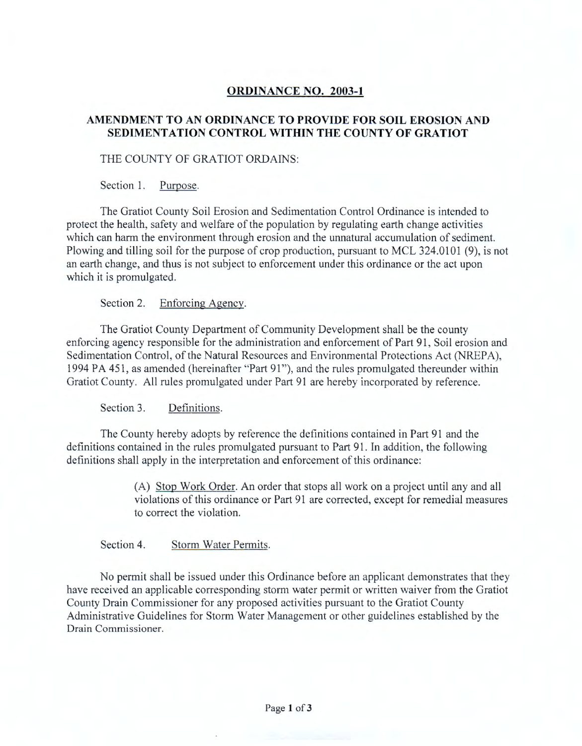# ORDINANCE NO. 2003-1

## AMENDMENT TO AN ORDINANCE TO PROVIDE FOR SOIL EROSION AND SEDIMENTATION CONTROL WITHIN THE COUNTY OF GRATIOT

THE COUNTY OF GRATIOT ORDAINS:

Section 1. Purpose.

The Gratiot County Soil Erosion and Sedimentation Control Ordinance is intended to protect the health, safety and welfare of the population by regulating earth change activities which can harm the environment through erosion and the unnatural accumulation of sediment. Plowing and tilling soil for the purpose of crop production, pursuant to MCL 324.0101 (9), is not an earth change, and thus is not subject to enforcement under this ordinance or the act upon which it is promulgated.

Section 2. Enforcing Agency.

The Gratiot County Department of Community Development shall be the county enforcing agency responsible for the administration and enforcement of Part 91, Soil erosion and Sedimentation Control, of the Natural Resources and Environmental Protections Act (NREPA), 1994 PA 451, as amended (hereinafter "Part 91"), and the rules promulgated thereunder within Gratiot County. All rules promulgated under Part 91 are hereby incorporated by reference.

Section 3. Definitions.

The County hereby adopts by reference the definitions contained in Part 91 and the definitions contained in the rules promulgated pursuant to Part 91. In addition, the following definitions shall apply in the interpretation and enforcement of this ordinance:

(A) Stop Work Order. An order that stops all work on a project until any and all violations of this ordinance or Part 91 are corrected, except for remedial measures to correct the violation.

Section 4. Storm Water Permits.

No permit shall be issued under this Ordinance before an applicant demonstrates that they have received an applicable corresponding storm water permit or written waiver from the Gratiot County Drain Commissioner for any proposed activities pursuant to the Gratiot County Administrative Guidelines for Storm Water Management or other guidelines established by the Drain Commissioner.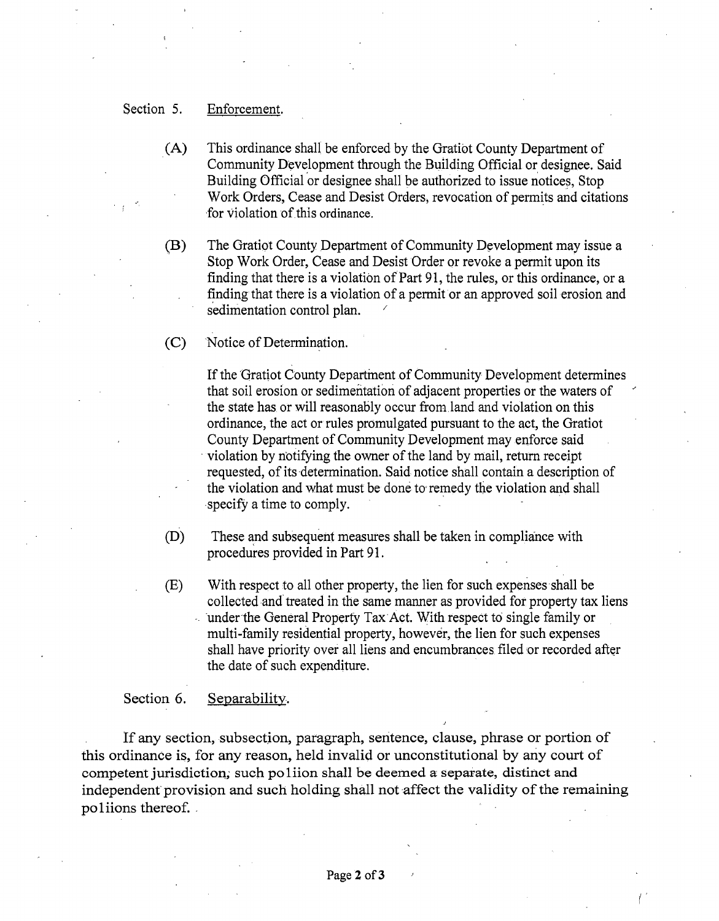Section 5. Enforcement.

(A) This ordinance shall be enforced by the Gratiot County Department of Community Development through the Building Official or designee. Said Building Official or designee shall be authorized to issue notices, Stop Work Orders, Cease and Desist Orders, revocation of permits and citations for violation of this ordinance.

(B) The Gratiot County Department of Community Development may issue a Stop Work Order, Cease and Desist Order or revoke a permit upon its finding that there is a violation of Part 91, the rules, or this ordinance, or a finding that there is a violation of a permit or an approved soil erosion and sedimentation control plan.

(C) Notice of Determination.

If the Gratiot County Department of Community Development determines that soil erosion or sedimentation of adjacent properties or the waters of the state has or will reasonably occur from land and violation on this ordinance, the act or rules promulgated pursuant to the act, the Gratiot County Department of Community Development may enforce said violation by notifying the owner of the land by mail, return receipt requested, of its determination. Said notice shall contain a description of the violation and what must be done to remedy the violation and shall specify a time to comply.

(D) These and subsequent measures shall be taken in compliance with procedures provided in Part 91.

(E) With respect to all other property, the lien for such expenses shall be collected and treated in the same manner as provided for property tax liens under the General Property Tax Act. With respect to single family or multi-family residential property, however, the lien for such expenses shall have priority over all liens and encumbrances filed or recorded after the date of such expenditure.

Section 6. Separability.

If any section, subsection, paragraph, sentence, clause, phrase or portion of this ordinance is, for any reason, held invalid or unconstitutional by any court of competent jurisdiction, such poliion shall be deemed a separate, distinct and independent provision and such holding shall not affect the validity of the remaining poliions thereof.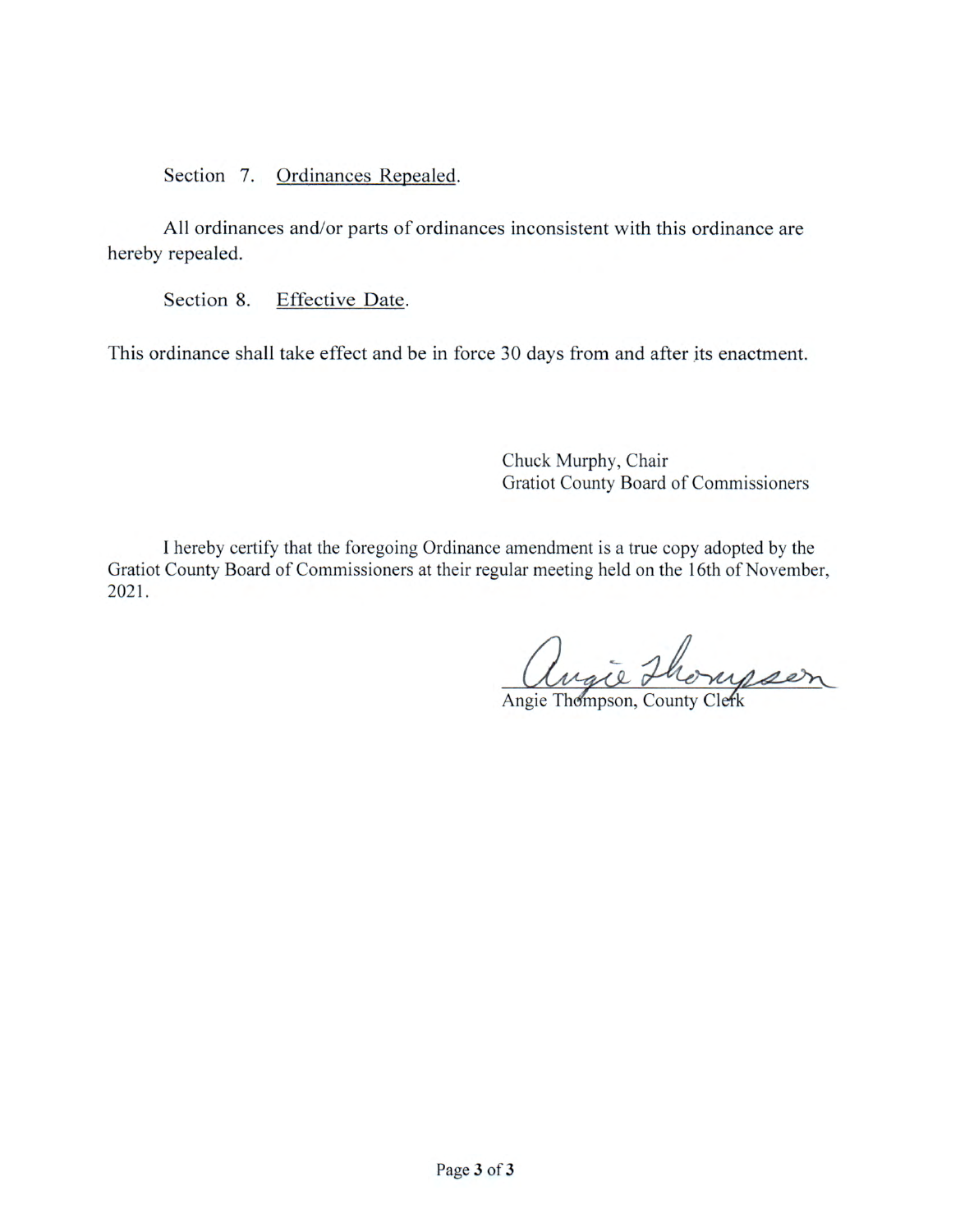Section 7. Ordinances Repealed.

All ordinances and/or parts of ordinances inconsistent with this ordinance are hereby repealed.

Section 8. Effective Date.

This ordinance shall take effect and be in force 30 days from and after its enactment.

Chuck Murphy, Chair
Gratiot County Board of Commissioners

I hereby certify that the foregoing Ordinance amendment is a true copy adopted by the Gratiot County Board of Commissioners at their regular meeting held on the 16th of November, 2021.

Angie Thompson, County Clerk